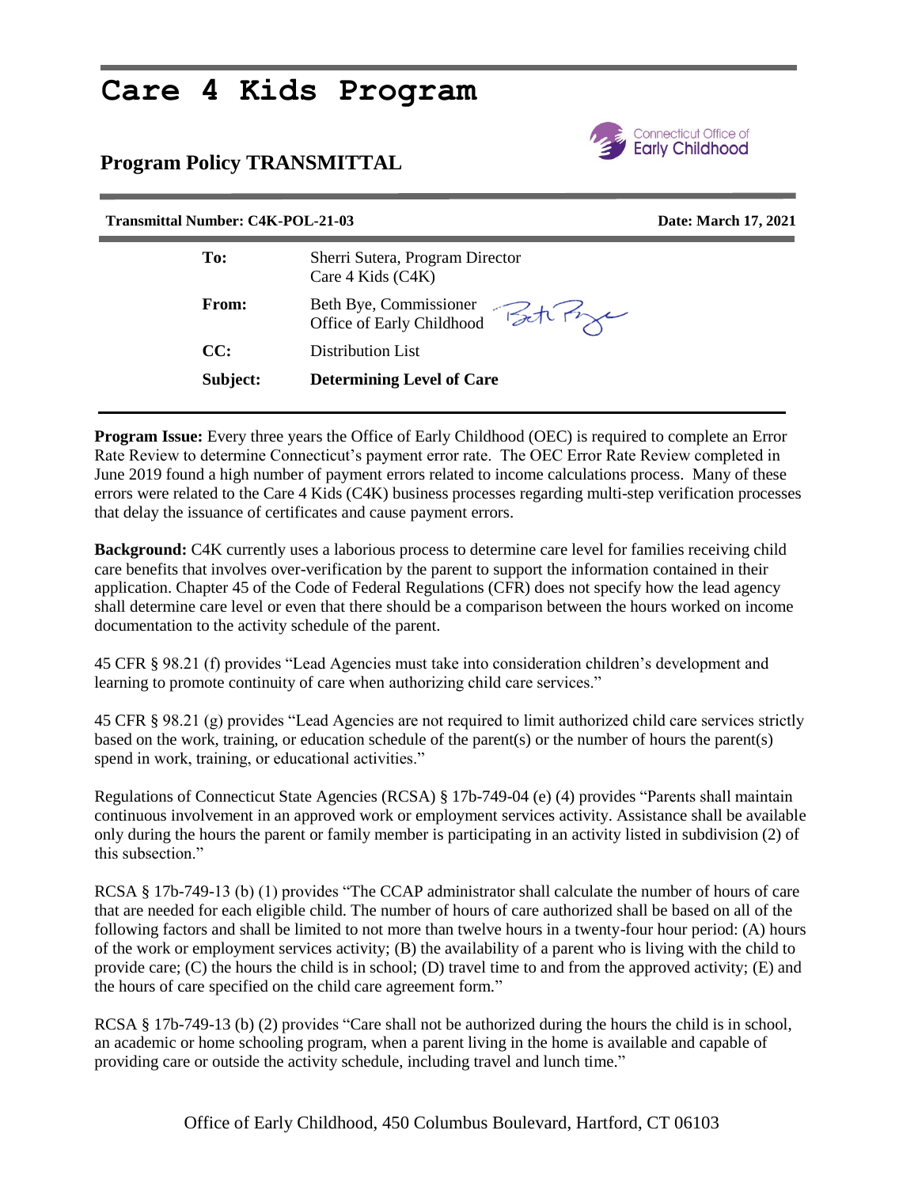# Care 4 Kids Program

## Program Policy TRANSMITTAL

Connecticut Office of Early Childhood

**Transmittal Number: C4K-POL-21-03** **Date: March 17, 2021**

| | |
|---|---|
| **To:** | Sherri Sutera, Program Director<br>Care 4 Kids (C4K) |
| **From:** | Beth Bye, Commissioner<br>Office of Early Childhood |
| **CC:** | Distribution List |
| **Subject:** | **Determining Level of Care** |

**Program Issue:** Every three years the Office of Early Childhood (OEC) is required to complete an Error Rate Review to determine Connecticut's payment error rate. The OEC Error Rate Review completed in June 2019 found a high number of payment errors related to income calculations process. Many of these errors were related to the Care 4 Kids (C4K) business processes regarding multi-step verification processes that delay the issuance of certificates and cause payment errors.

**Background:** C4K currently uses a laborious process to determine care level for families receiving child care benefits that involves over-verification by the parent to support the information contained in their application. Chapter 45 of the Code of Federal Regulations (CFR) does not specify how the lead agency shall determine care level or even that there should be a comparison between the hours worked on income documentation to the activity schedule of the parent.

45 CFR § 98.21 (f) provides "Lead Agencies must take into consideration children's development and learning to promote continuity of care when authorizing child care services."

45 CFR § 98.21 (g) provides "Lead Agencies are not required to limit authorized child care services strictly based on the work, training, or education schedule of the parent(s) or the number of hours the parent(s) spend in work, training, or educational activities."

Regulations of Connecticut State Agencies (RCSA) § 17b-749-04 (e) (4) provides "Parents shall maintain continuous involvement in an approved work or employment services activity. Assistance shall be available only during the hours the parent or family member is participating in an activity listed in subdivision (2) of this subsection."

RCSA § 17b-749-13 (b) (1) provides "The CCAP administrator shall calculate the number of hours of care that are needed for each eligible child. The number of hours of care authorized shall be based on all of the following factors and shall be limited to not more than twelve hours in a twenty-four hour period: (A) hours of the work or employment services activity; (B) the availability of a parent who is living with the child to provide care; (C) the hours the child is in school; (D) travel time to and from the approved activity; (E) and the hours of care specified on the child care agreement form."

RCSA § 17b-749-13 (b) (2) provides "Care shall not be authorized during the hours the child is in school, an academic or home schooling program, when a parent living in the home is available and capable of providing care or outside the activity schedule, including travel and lunch time."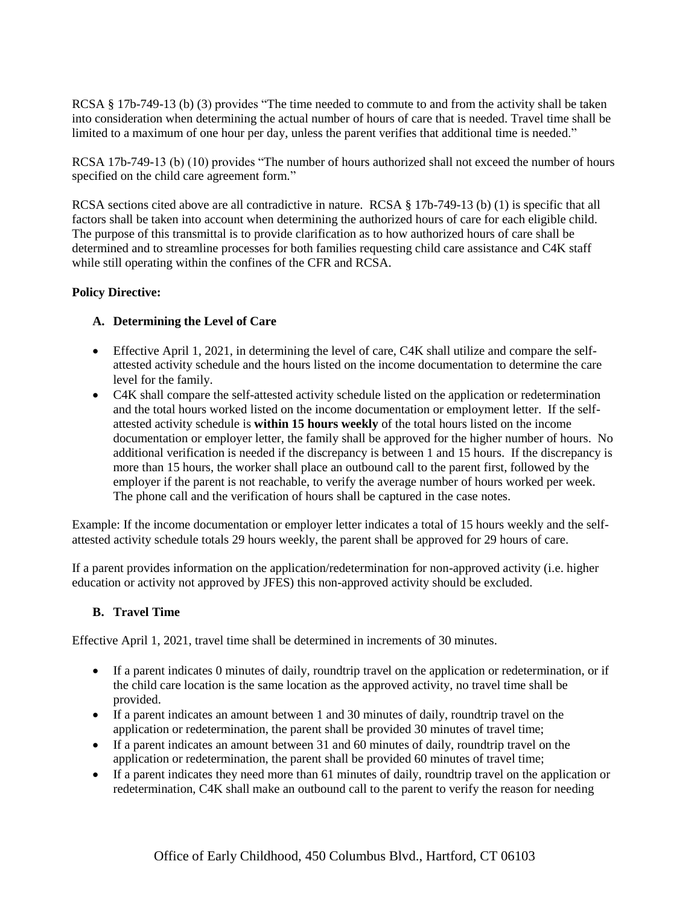RCSA § 17b-749-13 (b) (3) provides "The time needed to commute to and from the activity shall be taken into consideration when determining the actual number of hours of care that is needed. Travel time shall be limited to a maximum of one hour per day, unless the parent verifies that additional time is needed."

RCSA 17b-749-13 (b) (10) provides "The number of hours authorized shall not exceed the number of hours specified on the child care agreement form."

RCSA sections cited above are all contradictive in nature. RCSA § 17b-749-13 (b) (1) is specific that all factors shall be taken into account when determining the authorized hours of care for each eligible child. The purpose of this transmittal is to provide clarification as to how authorized hours of care shall be determined and to streamline processes for both families requesting child care assistance and C4K staff while still operating within the confines of the CFR and RCSA.

**Policy Directive:**

**A. Determining the Level of Care**

- Effective April 1, 2021, in determining the level of care, C4K shall utilize and compare the self-attested activity schedule and the hours listed on the income documentation to determine the care level for the family.
- C4K shall compare the self-attested activity schedule listed on the application or redetermination and the total hours worked listed on the income documentation or employment letter. If the self-attested activity schedule is **within 15 hours weekly** of the total hours listed on the income documentation or employer letter, the family shall be approved for the higher number of hours. No additional verification is needed if the discrepancy is between 1 and 15 hours. If the discrepancy is more than 15 hours, the worker shall place an outbound call to the parent first, followed by the employer if the parent is not reachable, to verify the average number of hours worked per week. The phone call and the verification of hours shall be captured in the case notes.

Example: If the income documentation or employer letter indicates a total of 15 hours weekly and the self-attested activity schedule totals 29 hours weekly, the parent shall be approved for 29 hours of care.

If a parent provides information on the application/redetermination for non-approved activity (i.e. higher education or activity not approved by JFES) this non-approved activity should be excluded.

**B. Travel Time**

Effective April 1, 2021, travel time shall be determined in increments of 30 minutes.

- If a parent indicates 0 minutes of daily, roundtrip travel on the application or redetermination, or if the child care location is the same location as the approved activity, no travel time shall be provided.
- If a parent indicates an amount between 1 and 30 minutes of daily, roundtrip travel on the application or redetermination, the parent shall be provided 30 minutes of travel time;
- If a parent indicates an amount between 31 and 60 minutes of daily, roundtrip travel on the application or redetermination, the parent shall be provided 60 minutes of travel time;
- If a parent indicates they need more than 61 minutes of daily, roundtrip travel on the application or redetermination, C4K shall make an outbound call to the parent to verify the reason for needing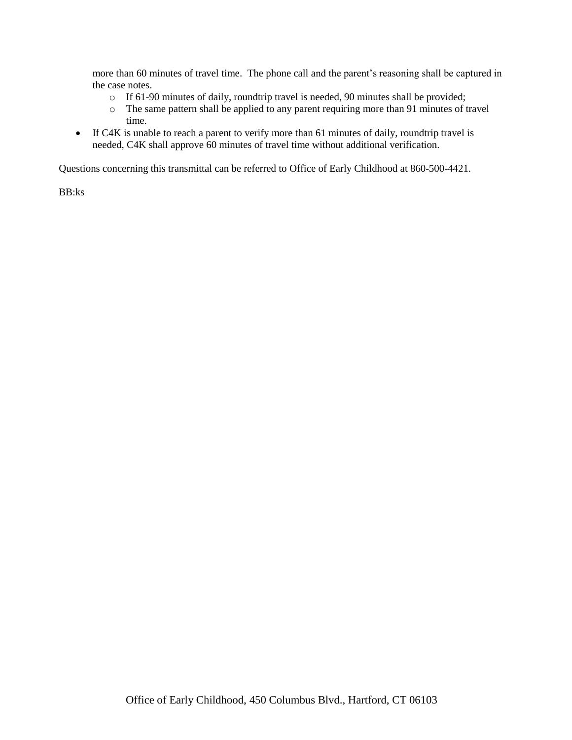more than 60 minutes of travel time. The phone call and the parent's reasoning shall be captured in the case notes.

  - If 61-90 minutes of daily, roundtrip travel is needed, 90 minutes shall be provided;
  - The same pattern shall be applied to any parent requiring more than 91 minutes of travel time.

- If C4K is unable to reach a parent to verify more than 61 minutes of daily, roundtrip travel is needed, C4K shall approve 60 minutes of travel time without additional verification.

Questions concerning this transmittal can be referred to Office of Early Childhood at 860-500-4421.

BB:ks